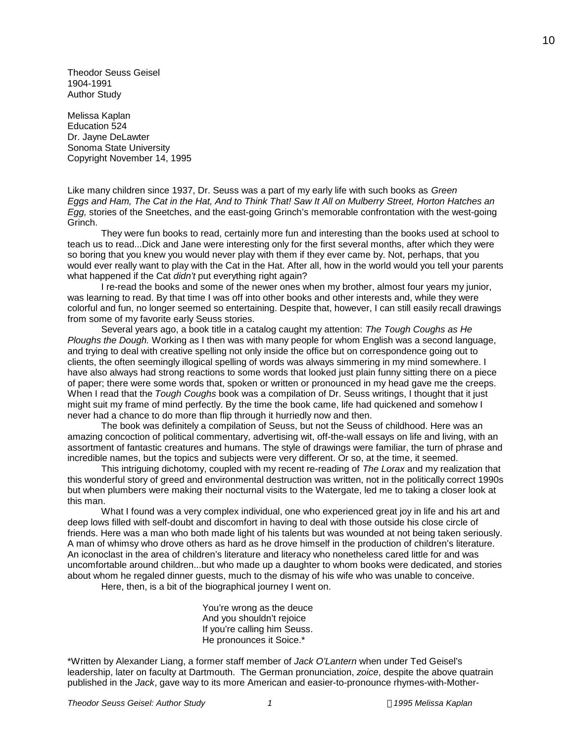Theodor Seuss Geisel
1904-1991
Author Study

Melissa Kaplan
Education 524
Dr. Jayne DeLawter
Sonoma State University
Copyright November 14, 1995

Like many children since 1937, Dr. Seuss was a part of my early life with such books as *Green Eggs and Ham, The Cat in the Hat, And to Think That! Saw It All on Mulberry Street, Horton Hatches an Egg,* stories of the Sneetches, and the east-going Grinch's memorable confrontation with the west-going Grinch.

They were fun books to read, certainly more fun and interesting than the books used at school to teach us to read...Dick and Jane were interesting only for the first several months, after which they were so boring that you knew you would never play with them if they ever came by. Not, perhaps, that you would ever really want to play with the Cat in the Hat. After all, how in the world would you tell your parents what happened if the Cat *didn't* put everything right again?

I re-read the books and some of the newer ones when my brother, almost four years my junior, was learning to read. By that time I was off into other books and other interests and, while they were colorful and fun, no longer seemed so entertaining. Despite that, however, I can still easily recall drawings from some of my favorite early Seuss stories.

Several years ago, a book title in a catalog caught my attention: *The Tough Coughs as He Ploughs the Dough.* Working as I then was with many people for whom English was a second language, and trying to deal with creative spelling not only inside the office but on correspondence going out to clients, the often seemingly illogical spelling of words was always simmering in my mind somewhere. I have also always had strong reactions to some words that looked just plain funny sitting there on a piece of paper; there were some words that, spoken or written or pronounced in my head gave me the creeps. When I read that the *Tough Coughs* book was a compilation of Dr. Seuss writings, I thought that it just might suit my frame of mind perfectly. By the time the book came, life had quickened and somehow I never had a chance to do more than flip through it hurriedly now and then.

The book was definitely a compilation of Seuss, but not the Seuss of childhood. Here was an amazing concoction of political commentary, advertising wit, off-the-wall essays on life and living, with an assortment of fantastic creatures and humans. The style of drawings were familiar, the turn of phrase and incredible names, but the topics and subjects were very different. Or so, at the time, it seemed.

This intriguing dichotomy, coupled with my recent re-reading of *The Lorax* and my realization that this wonderful story of greed and environmental destruction was written, not in the politically correct 1990s but when plumbers were making their nocturnal visits to the Watergate, led me to taking a closer look at this man.

What I found was a very complex individual, one who experienced great joy in life and his art and deep lows filled with self-doubt and discomfort in having to deal with those outside his close circle of friends. Here was a man who both made light of his talents but was wounded at not being taken seriously. A man of whimsy who drove others as hard as he drove himself in the production of children's literature. An iconoclast in the area of children's literature and literacy who nonetheless cared little for and was uncomfortable around children...but who made up a daughter to whom books were dedicated, and stories about whom he regaled dinner guests, much to the dismay of his wife who was unable to conceive.

Here, then, is a bit of the biographical journey I went on.

> You're wrong as the deuce
> And you shouldn't rejoice
> If you're calling him Seuss.
> He pronounces it Soice.*

*Written by Alexander Liang, a former staff member of *Jack O'Lantern* when under Ted Geisel's leadership, later on faculty at Dartmouth. The German pronunciation, *zoice*, despite the above quatrain published in the *Jack*, gave way to its more American and easier-to-pronounce rhymes-with-Mother-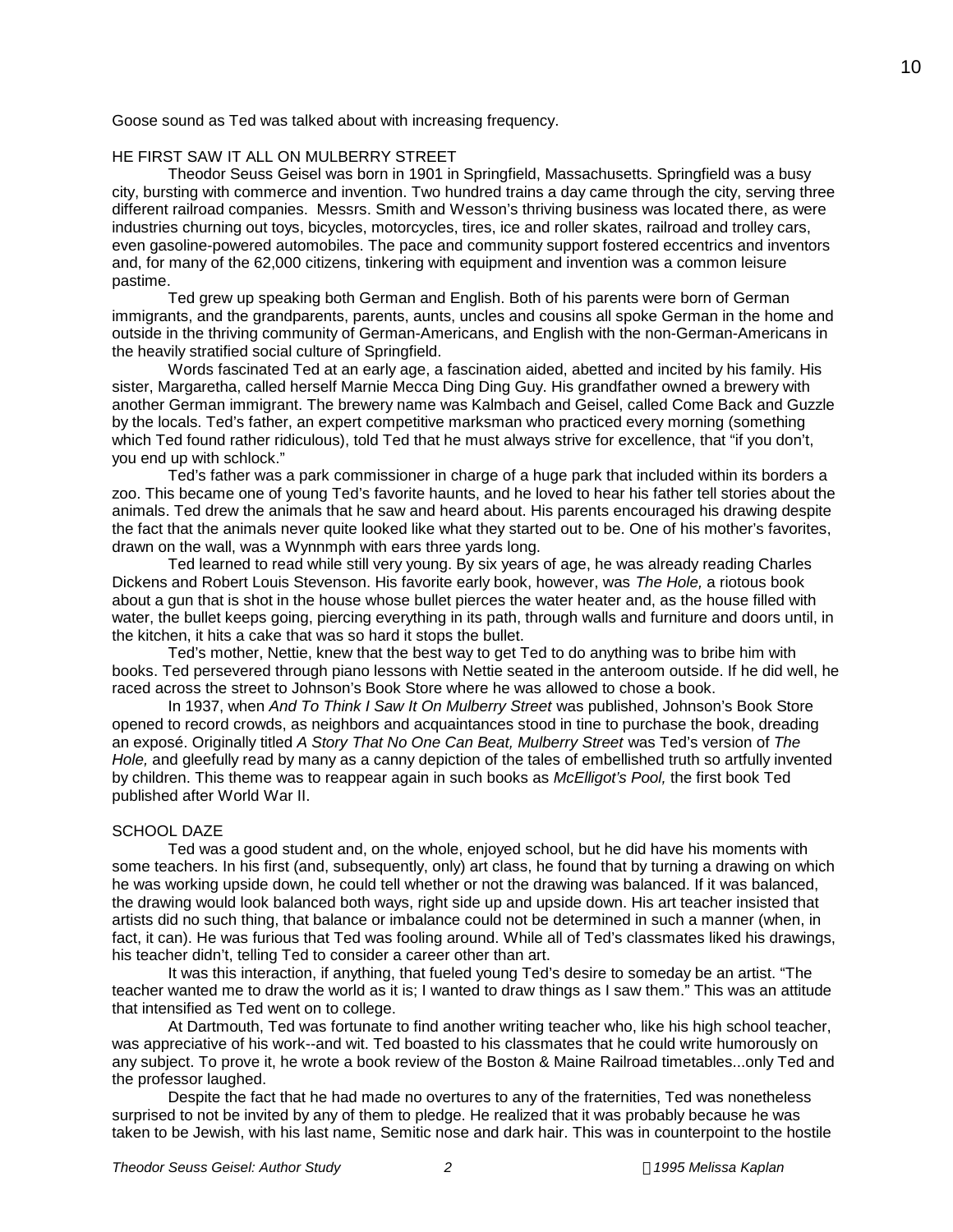Goose sound as Ted was talked about with increasing frequency.

## HE FIRST SAW IT ALL ON MULBERRY STREET

Theodor Seuss Geisel was born in 1901 in Springfield, Massachusetts. Springfield was a busy city, bursting with commerce and invention. Two hundred trains a day came through the city, serving three different railroad companies. Messrs. Smith and Wesson's thriving business was located there, as were industries churning out toys, bicycles, motorcycles, tires, ice and roller skates, railroad and trolley cars, even gasoline-powered automobiles. The pace and community support fostered eccentrics and inventors and, for many of the 62,000 citizens, tinkering with equipment and invention was a common leisure pastime.

Ted grew up speaking both German and English. Both of his parents were born of German immigrants, and the grandparents, parents, aunts, uncles and cousins all spoke German in the home and outside in the thriving community of German-Americans, and English with the non-German-Americans in the heavily stratified social culture of Springfield.

Words fascinated Ted at an early age, a fascination aided, abetted and incited by his family. His sister, Margaretha, called herself Marnie Mecca Ding Ding Guy. His grandfather owned a brewery with another German immigrant. The brewery name was Kalmbach and Geisel, called Come Back and Guzzle by the locals. Ted's father, an expert competitive marksman who practiced every morning (something which Ted found rather ridiculous), told Ted that he must always strive for excellence, that "if you don't, you end up with schlock."

Ted's father was a park commissioner in charge of a huge park that included within its borders a zoo. This became one of young Ted's favorite haunts, and he loved to hear his father tell stories about the animals. Ted drew the animals that he saw and heard about. His parents encouraged his drawing despite the fact that the animals never quite looked like what they started out to be. One of his mother's favorites, drawn on the wall, was a Wynnmph with ears three yards long.

Ted learned to read while still very young. By six years of age, he was already reading Charles Dickens and Robert Louis Stevenson. His favorite early book, however, was *The Hole,* a riotous book about a gun that is shot in the house whose bullet pierces the water heater and, as the house filled with water, the bullet keeps going, piercing everything in its path, through walls and furniture and doors until, in the kitchen, it hits a cake that was so hard it stops the bullet.

Ted's mother, Nettie, knew that the best way to get Ted to do anything was to bribe him with books. Ted persevered through piano lessons with Nettie seated in the anteroom outside. If he did well, he raced across the street to Johnson's Book Store where he was allowed to chose a book.

In 1937, when *And To Think I Saw It On Mulberry Street* was published, Johnson's Book Store opened to record crowds, as neighbors and acquaintances stood in tine to purchase the book, dreading an exposé. Originally titled *A Story That No One Can Beat, Mulberry Street* was Ted's version of *The Hole,* and gleefully read by many as a canny depiction of the tales of embellished truth so artfully invented by children. This theme was to reappear again in such books as *McElligot's Pool,* the first book Ted published after World War II.

## SCHOOL DAZE

Ted was a good student and, on the whole, enjoyed school, but he did have his moments with some teachers. In his first (and, subsequently, only) art class, he found that by turning a drawing on which he was working upside down, he could tell whether or not the drawing was balanced. If it was balanced, the drawing would look balanced both ways, right side up and upside down. His art teacher insisted that artists did no such thing, that balance or imbalance could not be determined in such a manner (when, in fact, it can). He was furious that Ted was fooling around. While all of Ted's classmates liked his drawings, his teacher didn't, telling Ted to consider a career other than art.

It was this interaction, if anything, that fueled young Ted's desire to someday be an artist. "The teacher wanted me to draw the world as it is; I wanted to draw things as I saw them." This was an attitude that intensified as Ted went on to college.

At Dartmouth, Ted was fortunate to find another writing teacher who, like his high school teacher, was appreciative of his work--and wit. Ted boasted to his classmates that he could write humorously on any subject. To prove it, he wrote a book review of the Boston & Maine Railroad timetables...only Ted and the professor laughed.

Despite the fact that he had made no overtures to any of the fraternities, Ted was nonetheless surprised to not be invited by any of them to pledge. He realized that it was probably because he was taken to be Jewish, with his last name, Semitic nose and dark hair. This was in counterpoint to the hostile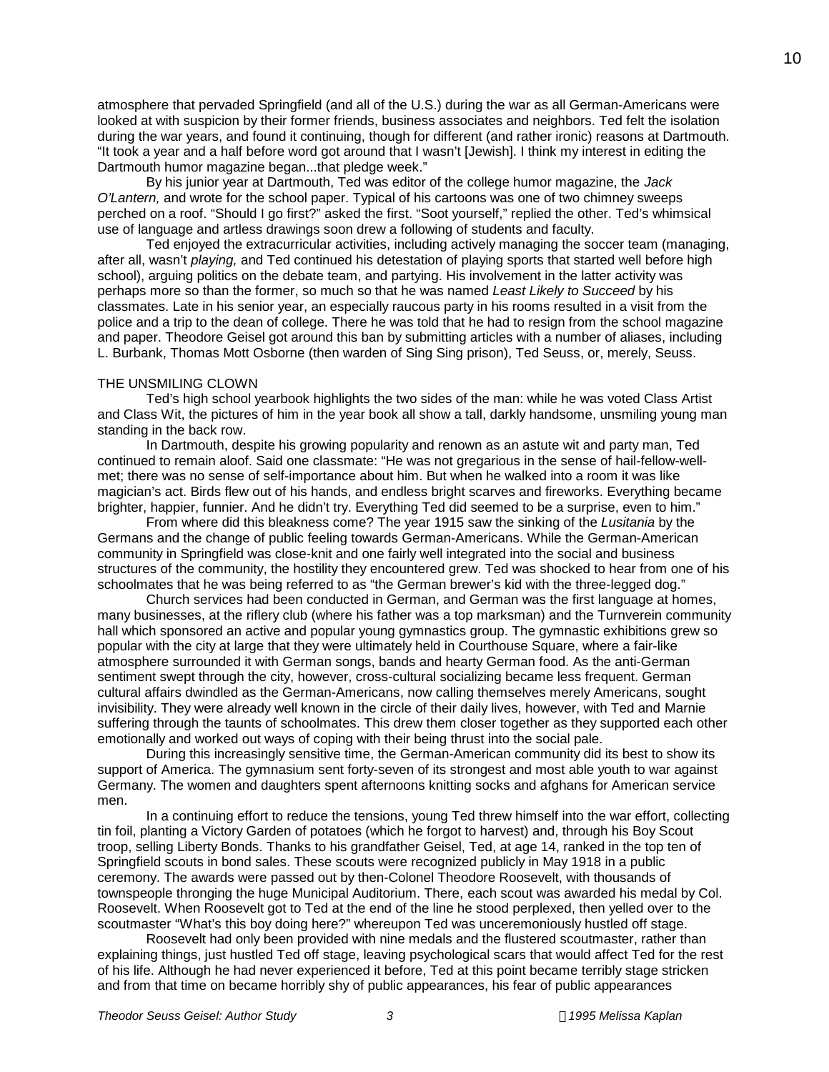atmosphere that pervaded Springfield (and all of the U.S.) during the war as all German-Americans were looked at with suspicion by their former friends, business associates and neighbors. Ted felt the isolation during the war years, and found it continuing, though for different (and rather ironic) reasons at Dartmouth. “It took a year and a half before word got around that I wasn’t [Jewish]. I think my interest in editing the Dartmouth humor magazine began...that pledge week.”

By his junior year at Dartmouth, Ted was editor of the college humor magazine, the *Jack O’Lantern,* and wrote for the school paper. Typical of his cartoons was one of two chimney sweeps perched on a roof. “Should I go first?” asked the first. “Soot yourself,” replied the other. Ted’s whimsical use of language and artless drawings soon drew a following of students and faculty.

Ted enjoyed the extracurricular activities, including actively managing the soccer team (managing, after all, wasn’t *playing,* and Ted continued his detestation of playing sports that started well before high school), arguing politics on the debate team, and partying. His involvement in the latter activity was perhaps more so than the former, so much so that he was named *Least Likely to Succeed* by his classmates. Late in his senior year, an especially raucous party in his rooms resulted in a visit from the police and a trip to the dean of college. There he was told that he had to resign from the school magazine and paper. Theodore Geisel got around this ban by submitting articles with a number of aliases, including L. Burbank, Thomas Mott Osborne (then warden of Sing Sing prison), Ted Seuss, or, merely, Seuss.

## THE UNSMILING CLOWN

Ted’s high school yearbook highlights the two sides of the man: while he was voted Class Artist and Class Wit, the pictures of him in the year book all show a tall, darkly handsome, unsmiling young man standing in the back row.

In Dartmouth, despite his growing popularity and renown as an astute wit and party man, Ted continued to remain aloof. Said one classmate: “He was not gregarious in the sense of hail-fellow-well-met; there was no sense of self-importance about him. But when he walked into a room it was like magician’s act. Birds flew out of his hands, and endless bright scarves and fireworks. Everything became brighter, happier, funnier. And he didn’t try. Everything Ted did seemed to be a surprise, even to him.”

From where did this bleakness come? The year 1915 saw the sinking of the *Lusitania* by the Germans and the change of public feeling towards German-Americans. While the German-American community in Springfield was close-knit and one fairly well integrated into the social and business structures of the community, the hostility they encountered grew. Ted was shocked to hear from one of his schoolmates that he was being referred to as “the German brewer’s kid with the three-legged dog.”

Church services had been conducted in German, and German was the first language at homes, many businesses, at the riflery club (where his father was a top marksman) and the Turnverein community hall which sponsored an active and popular young gymnastics group. The gymnastic exhibitions grew so popular with the city at large that they were ultimately held in Courthouse Square, where a fair-like atmosphere surrounded it with German songs, bands and hearty German food. As the anti-German sentiment swept through the city, however, cross-cultural socializing became less frequent. German cultural affairs dwindled as the German-Americans, now calling themselves merely Americans, sought invisibility. They were already well known in the circle of their daily lives, however, with Ted and Marnie suffering through the taunts of schoolmates. This drew them closer together as they supported each other emotionally and worked out ways of coping with their being thrust into the social pale.

During this increasingly sensitive time, the German-American community did its best to show its support of America. The gymnasium sent forty-seven of its strongest and most able youth to war against Germany. The women and daughters spent afternoons knitting socks and afghans for American service men.

In a continuing effort to reduce the tensions, young Ted threw himself into the war effort, collecting tin foil, planting a Victory Garden of potatoes (which he forgot to harvest) and, through his Boy Scout troop, selling Liberty Bonds. Thanks to his grandfather Geisel, Ted, at age 14, ranked in the top ten of Springfield scouts in bond sales. These scouts were recognized publicly in May 1918 in a public ceremony. The awards were passed out by then-Colonel Theodore Roosevelt, with thousands of townspeople thronging the huge Municipal Auditorium. There, each scout was awarded his medal by Col. Roosevelt. When Roosevelt got to Ted at the end of the line he stood perplexed, then yelled over to the scoutmaster “What’s this boy doing here?” whereupon Ted was unceremoniously hustled off stage.

Roosevelt had only been provided with nine medals and the flustered scoutmaster, rather than explaining things, just hustled Ted off stage, leaving psychological scars that would affect Ted for the rest of his life. Although he had never experienced it before, Ted at this point became terribly stage stricken and from that time on became horribly shy of public appearances, his fear of public appearances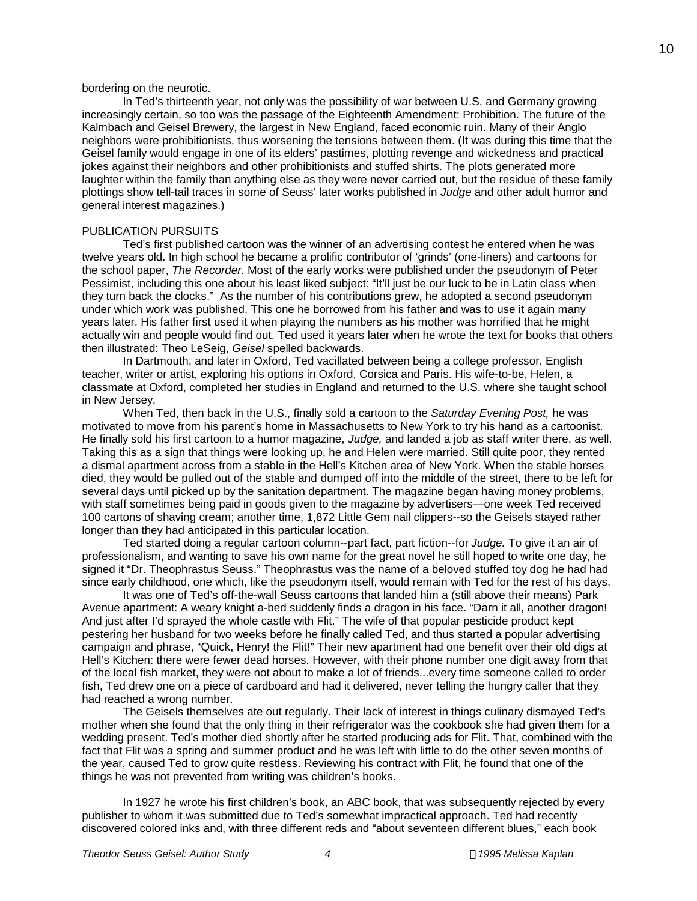bordering on the neurotic.

In Ted's thirteenth year, not only was the possibility of war between U.S. and Germany growing increasingly certain, so too was the passage of the Eighteenth Amendment: Prohibition. The future of the Kalmbach and Geisel Brewery, the largest in New England, faced economic ruin. Many of their Anglo neighbors were prohibitionists, thus worsening the tensions between them. (It was during this time that the Geisel family would engage in one of its elders' pastimes, plotting revenge and wickedness and practical jokes against their neighbors and other prohibitionists and stuffed shirts. The plots generated more laughter within the family than anything else as they were never carried out, but the residue of these family plottings show tell-tail traces in some of Seuss' later works published in *Judge* and other adult humor and general interest magazines.)

## PUBLICATION PURSUITS

Ted's first published cartoon was the winner of an advertising contest he entered when he was twelve years old. In high school he became a prolific contributor of 'grinds' (one-liners) and cartoons for the school paper, *The Recorder.* Most of the early works were published under the pseudonym of Peter Pessimist, including this one about his least liked subject: "It'll just be our luck to be in Latin class when they turn back the clocks." As the number of his contributions grew, he adopted a second pseudonym under which work was published. This one he borrowed from his father and was to use it again many years later. His father first used it when playing the numbers as his mother was horrified that he might actually win and people would find out. Ted used it years later when he wrote the text for books that others then illustrated: Theo LeSeig, *Geisel* spelled backwards.

In Dartmouth, and later in Oxford, Ted vacillated between being a college professor, English teacher, writer or artist, exploring his options in Oxford, Corsica and Paris. His wife-to-be, Helen, a classmate at Oxford, completed her studies in England and returned to the U.S. where she taught school in New Jersey.

When Ted, then back in the U.S., finally sold a cartoon to the *Saturday Evening Post,* he was motivated to move from his parent's home in Massachusetts to New York to try his hand as a cartoonist. He finally sold his first cartoon to a humor magazine, *Judge,* and landed a job as staff writer there, as well. Taking this as a sign that things were looking up, he and Helen were married. Still quite poor, they rented a dismal apartment across from a stable in the Hell's Kitchen area of New York. When the stable horses died, they would be pulled out of the stable and dumped off into the middle of the street, there to be left for several days until picked up by the sanitation department. The magazine began having money problems, with staff sometimes being paid in goods given to the magazine by advertisers—one week Ted received 100 cartons of shaving cream; another time, 1,872 Little Gem nail clippers--so the Geisels stayed rather longer than they had anticipated in this particular location.

Ted started doing a regular cartoon column--part fact, part fiction--for *Judge.* To give it an air of professionalism, and wanting to save his own name for the great novel he still hoped to write one day, he signed it "Dr. Theophrastus Seuss." Theophrastus was the name of a beloved stuffed toy dog he had had since early childhood, one which, like the pseudonym itself, would remain with Ted for the rest of his days.

It was one of Ted's off-the-wall Seuss cartoons that landed him a (still above their means) Park Avenue apartment: A weary knight a-bed suddenly finds a dragon in his face. "Darn it all, another dragon! And just after I'd sprayed the whole castle with Flit." The wife of that popular pesticide product kept pestering her husband for two weeks before he finally called Ted, and thus started a popular advertising campaign and phrase, "Quick, Henry! the Flit!" Their new apartment had one benefit over their old digs at Hell's Kitchen: there were fewer dead horses. However, with their phone number one digit away from that of the local fish market, they were not about to make a lot of friends...every time someone called to order fish, Ted drew one on a piece of cardboard and had it delivered, never telling the hungry caller that they had reached a wrong number.

The Geisels themselves ate out regularly. Their lack of interest in things culinary dismayed Ted's mother when she found that the only thing in their refrigerator was the cookbook she had given them for a wedding present. Ted's mother died shortly after he started producing ads for Flit. That, combined with the fact that Flit was a spring and summer product and he was left with little to do the other seven months of the year, caused Ted to grow quite restless. Reviewing his contract with Flit, he found that one of the things he was not prevented from writing was children's books.

In 1927 he wrote his first children's book, an ABC book, that was subsequently rejected by every publisher to whom it was submitted due to Ted's somewhat impractical approach. Ted had recently discovered colored inks and, with three different reds and "about seventeen different blues," each book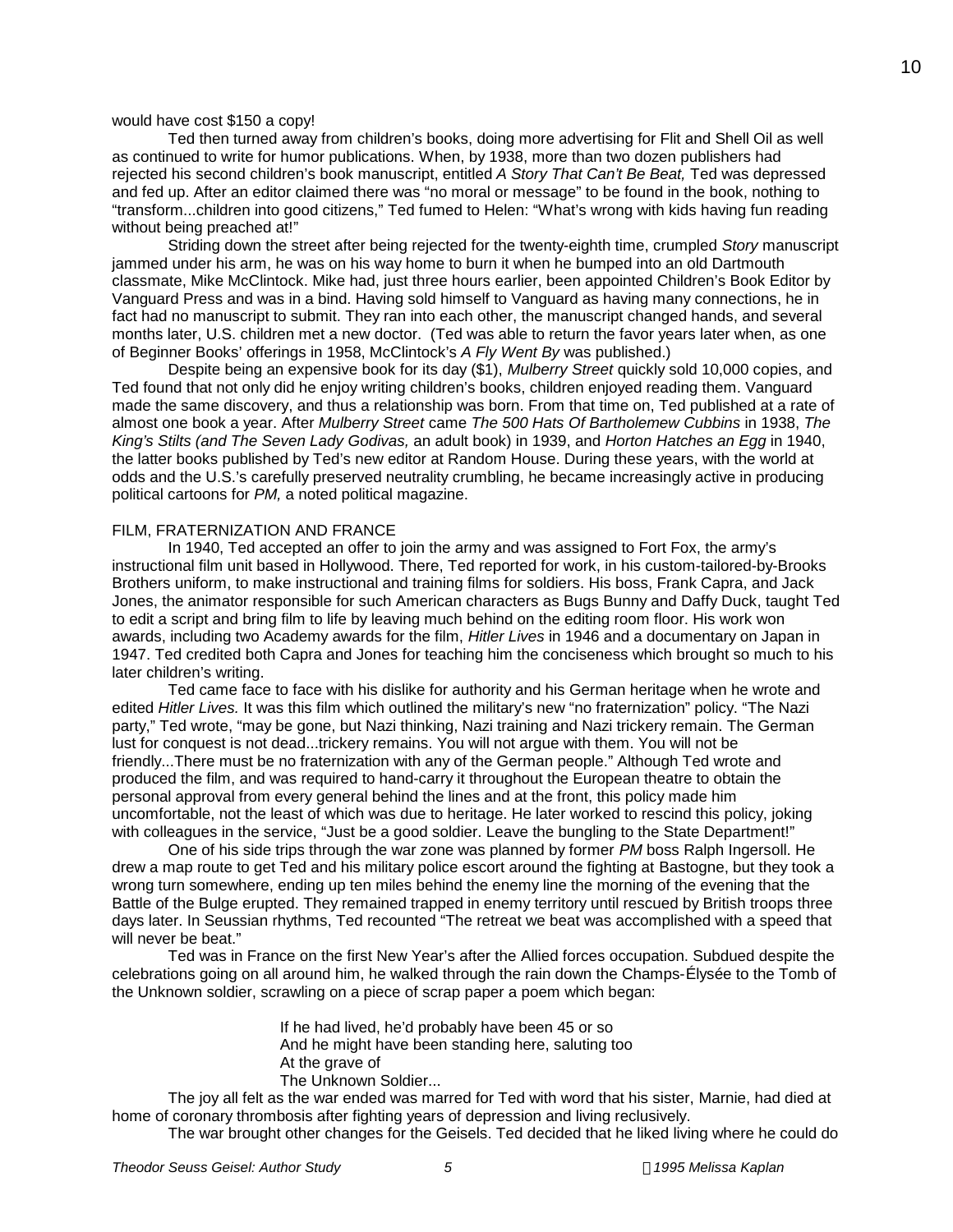would have cost $150 a copy!

Ted then turned away from children's books, doing more advertising for Flit and Shell Oil as well as continued to write for humor publications. When, by 1938, more than two dozen publishers had rejected his second children's book manuscript, entitled *A Story That Can't Be Beat,* Ted was depressed and fed up. After an editor claimed there was "no moral or message" to be found in the book, nothing to "transform...children into good citizens," Ted fumed to Helen: "What's wrong with kids having fun reading without being preached at!"

Striding down the street after being rejected for the twenty-eighth time, crumpled *Story* manuscript jammed under his arm, he was on his way home to burn it when he bumped into an old Dartmouth classmate, Mike McClintock. Mike had, just three hours earlier, been appointed Children's Book Editor by Vanguard Press and was in a bind. Having sold himself to Vanguard as having many connections, he in fact had no manuscript to submit. They ran into each other, the manuscript changed hands, and several months later, U.S. children met a new doctor. (Ted was able to return the favor years later when, as one of Beginner Books' offerings in 1958, McClintock's *A Fly Went By* was published.)

Despite being an expensive book for its day ($1), *Mulberry Street* quickly sold 10,000 copies, and Ted found that not only did he enjoy writing children's books, children enjoyed reading them. Vanguard made the same discovery, and thus a relationship was born. From that time on, Ted published at a rate of almost one book a year. After *Mulberry Street* came *The 500 Hats Of Bartholemew Cubbins* in 1938, *The King's Stilts (and The Seven Lady Godivas,* an adult book) in 1939, and *Horton Hatches an Egg* in 1940, the latter books published by Ted's new editor at Random House. During these years, with the world at odds and the U.S.'s carefully preserved neutrality crumbling, he became increasingly active in producing political cartoons for *PM,* a noted political magazine.

## FILM, FRATERNIZATION AND FRANCE

In 1940, Ted accepted an offer to join the army and was assigned to Fort Fox, the army's instructional film unit based in Hollywood. There, Ted reported for work, in his custom-tailored-by-Brooks Brothers uniform, to make instructional and training films for soldiers. His boss, Frank Capra, and Jack Jones, the animator responsible for such American characters as Bugs Bunny and Daffy Duck, taught Ted to edit a script and bring film to life by leaving much behind on the editing room floor. His work won awards, including two Academy awards for the film, *Hitler Lives* in 1946 and a documentary on Japan in 1947. Ted credited both Capra and Jones for teaching him the conciseness which brought so much to his later children's writing.

Ted came face to face with his dislike for authority and his German heritage when he wrote and edited *Hitler Lives.* It was this film which outlined the military's new "no fraternization" policy. "The Nazi party," Ted wrote, "may be gone, but Nazi thinking, Nazi training and Nazi trickery remain. The German lust for conquest is not dead...trickery remains. You will not argue with them. You will not be friendly...There must be no fraternization with any of the German people." Although Ted wrote and produced the film, and was required to hand-carry it throughout the European theatre to obtain the personal approval from every general behind the lines and at the front, this policy made him uncomfortable, not the least of which was due to heritage. He later worked to rescind this policy, joking with colleagues in the service, "Just be a good soldier. Leave the bungling to the State Department!"

One of his side trips through the war zone was planned by former *PM* boss Ralph Ingersoll. He drew a map route to get Ted and his military police escort around the fighting at Bastogne, but they took a wrong turn somewhere, ending up ten miles behind the enemy line the morning of the evening that the Battle of the Bulge erupted. They remained trapped in enemy territory until rescued by British troops three days later. In Seussian rhythms, Ted recounted "The retreat we beat was accomplished with a speed that will never be beat."

Ted was in France on the first New Year's after the Allied forces occupation. Subdued despite the celebrations going on all around him, he walked through the rain down the Champs-Élysée to the Tomb of the Unknown soldier, scrawling on a piece of scrap paper a poem which began:

> If he had lived, he'd probably have been 45 or so
> And he might have been standing here, saluting too
> At the grave of
> The Unknown Soldier...

The joy all felt as the war ended was marred for Ted with word that his sister, Marnie, had died at home of coronary thrombosis after fighting years of depression and living reclusively.

The war brought other changes for the Geisels. Ted decided that he liked living where he could do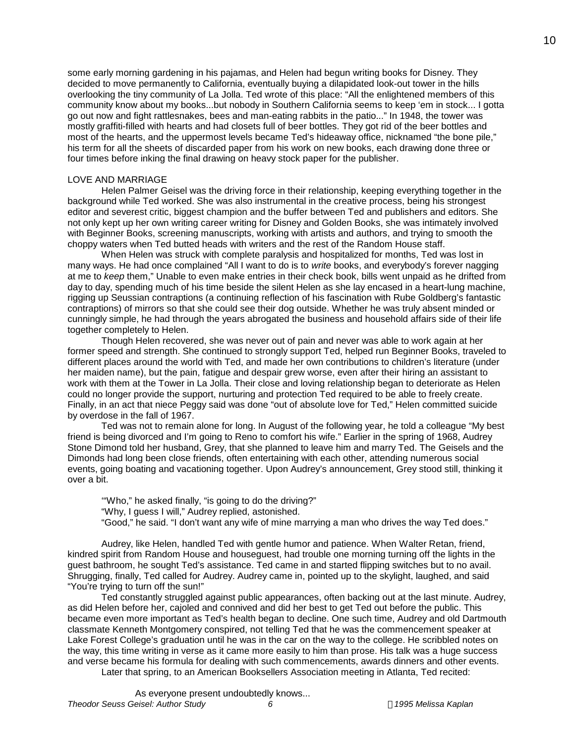some early morning gardening in his pajamas, and Helen had begun writing books for Disney. They decided to move permanently to California, eventually buying a dilapidated look-out tower in the hills overlooking the tiny community of La Jolla. Ted wrote of this place: "All the enlightened members of this community know about my books...but nobody in Southern California seems to keep 'em in stock... I gotta go out now and fight rattlesnakes, bees and man-eating rabbits in the patio..." In 1948, the tower was mostly graffiti-filled with hearts and had closets full of beer bottles. They got rid of the beer bottles and most of the hearts, and the uppermost levels became Ted's hideaway office, nicknamed "the bone pile," his term for all the sheets of discarded paper from his work on new books, each drawing done three or four times before inking the final drawing on heavy stock paper for the publisher.

## LOVE AND MARRIAGE

Helen Palmer Geisel was the driving force in their relationship, keeping everything together in the background while Ted worked. She was also instrumental in the creative process, being his strongest editor and severest critic, biggest champion and the buffer between Ted and publishers and editors. She not only kept up her own writing career writing for Disney and Golden Books, she was intimately involved with Beginner Books, screening manuscripts, working with artists and authors, and trying to smooth the choppy waters when Ted butted heads with writers and the rest of the Random House staff.

When Helen was struck with complete paralysis and hospitalized for months, Ted was lost in many ways. He had once complained "All I want to do is to *write* books, and everybody's forever nagging at me to *keep* them," Unable to even make entries in their check book, bills went unpaid as he drifted from day to day, spending much of his time beside the silent Helen as she lay encased in a heart-lung machine, rigging up Seussian contraptions (a continuing reflection of his fascination with Rube Goldberg's fantastic contraptions) of mirrors so that she could see their dog outside. Whether he was truly absent minded or cunningly simple, he had through the years abrogated the business and household affairs side of their life together completely to Helen.

Though Helen recovered, she was never out of pain and never was able to work again at her former speed and strength. She continued to strongly support Ted, helped run Beginner Books, traveled to different places around the world with Ted, and made her own contributions to children's literature (under her maiden name), but the pain, fatigue and despair grew worse, even after their hiring an assistant to work with them at the Tower in La Jolla. Their close and loving relationship began to deteriorate as Helen could no longer provide the support, nurturing and protection Ted required to be able to freely create. Finally, in an act that niece Peggy said was done "out of absolute love for Ted," Helen committed suicide by overdose in the fall of 1967.

Ted was not to remain alone for long. In August of the following year, he told a colleague "My best friend is being divorced and I'm going to Reno to comfort his wife." Earlier in the spring of 1968, Audrey Stone Dimond told her husband, Grey, that she planned to leave him and marry Ted. The Geisels and the Dimonds had long been close friends, often entertaining with each other, attending numerous social events, going boating and vacationing together. Upon Audrey's announcement, Grey stood still, thinking it over a bit.

> '"Who," he asked finally, "is going to do the driving?"
> "Why, I guess I will," Audrey replied, astonished.
> "Good," he said. "I don't want any wife of mine marrying a man who drives the way Ted does."

Audrey, like Helen, handled Ted with gentle humor and patience. When Walter Retan, friend, kindred spirit from Random House and houseguest, had trouble one morning turning off the lights in the guest bathroom, he sought Ted's assistance. Ted came in and started flipping switches but to no avail. Shrugging, finally, Ted called for Audrey. Audrey came in, pointed up to the skylight, laughed, and said "You're trying to turn off the sun!"

Ted constantly struggled against public appearances, often backing out at the last minute. Audrey, as did Helen before her, cajoled and connived and did her best to get Ted out before the public. This became even more important as Ted's health began to decline. One such time, Audrey and old Dartmouth classmate Kenneth Montgomery conspired, not telling Ted that he was the commencement speaker at Lake Forest College's graduation until he was in the car on the way to the college. He scribbled notes on the way, this time writing in verse as it came more easily to him than prose. His talk was a huge success and verse became his formula for dealing with such commencements, awards dinners and other events.

Later that spring, to an American Booksellers Association meeting in Atlanta, Ted recited:

> As everyone present undoubtedly knows...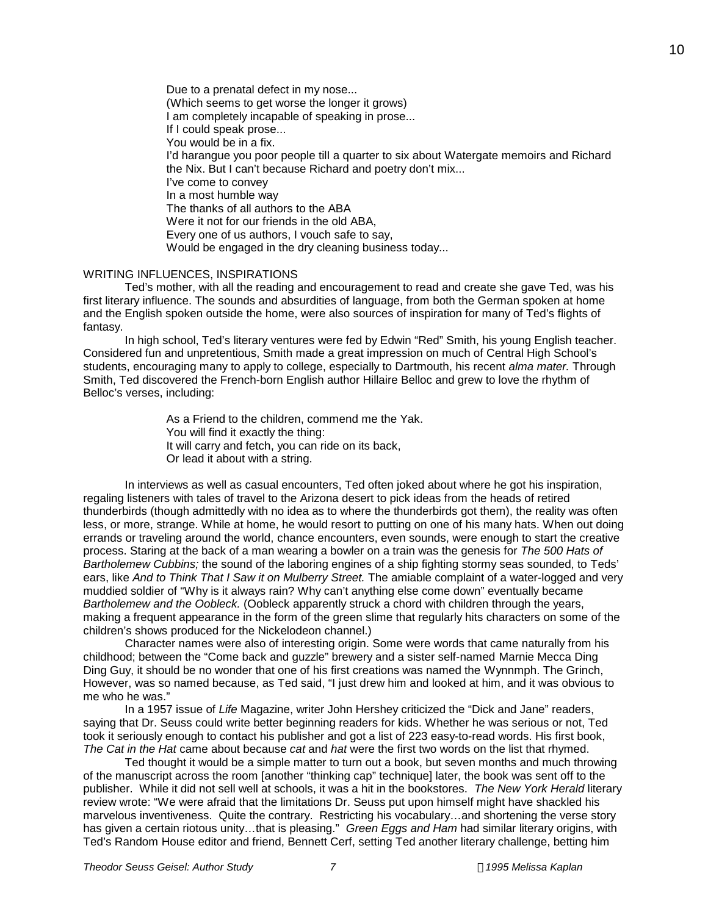Due to a prenatal defect in my nose...
(Which seems to get worse the longer it grows)
I am completely incapable of speaking in prose...
If I could speak prose...
You would be in a fix.
I'd harangue you poor people till a quarter to six about Watergate memoirs and Richard the Nix. But I can't because Richard and poetry don't mix...
I've come to convey
In a most humble way
The thanks of all authors to the ABA
Were it not for our friends in the old ABA,
Every one of us authors, I vouch safe to say,
Would be engaged in the dry cleaning business today...

## WRITING INFLUENCES, INSPIRATIONS

Ted's mother, with all the reading and encouragement to read and create she gave Ted, was his first literary influence. The sounds and absurdities of language, from both the German spoken at home and the English spoken outside the home, were also sources of inspiration for many of Ted's flights of fantasy.

In high school, Ted's literary ventures were fed by Edwin "Red" Smith, his young English teacher. Considered fun and unpretentious, Smith made a great impression on much of Central High School's students, encouraging many to apply to college, especially to Dartmouth, his recent *alma mater.* Through Smith, Ted discovered the French-born English author Hillaire Belloc and grew to love the rhythm of Belloc's verses, including:

> As a Friend to the children, commend me the Yak.
> You will find it exactly the thing:
> It will carry and fetch, you can ride on its back,
> Or lead it about with a string.

In interviews as well as casual encounters, Ted often joked about where he got his inspiration, regaling listeners with tales of travel to the Arizona desert to pick ideas from the heads of retired thunderbirds (though admittedly with no idea as to where the thunderbirds got them), the reality was often less, or more, strange. While at home, he would resort to putting on one of his many hats. When out doing errands or traveling around the world, chance encounters, even sounds, were enough to start the creative process. Staring at the back of a man wearing a bowler on a train was the genesis for *The 500 Hats of Bartholemew Cubbins;* the sound of the laboring engines of a ship fighting stormy seas sounded, to Teds' ears, like *And to Think That I Saw it on Mulberry Street.* The amiable complaint of a water-logged and very muddied soldier of "Why is it always rain? Why can't anything else come down" eventually became *Bartholemew and the Oobleck.* (Oobleck apparently struck a chord with children through the years, making a frequent appearance in the form of the green slime that regularly hits characters on some of the children's shows produced for the Nickelodeon channel.)

Character names were also of interesting origin. Some were words that came naturally from his childhood; between the "Come back and guzzle" brewery and a sister self-named Marnie Mecca Ding Ding Guy, it should be no wonder that one of his first creations was named the Wynnmph. The Grinch, However, was so named because, as Ted said, "I just drew him and looked at him, and it was obvious to me who he was."

In a 1957 issue of *Life* Magazine, writer John Hershey criticized the "Dick and Jane" readers, saying that Dr. Seuss could write better beginning readers for kids. Whether he was serious or not, Ted took it seriously enough to contact his publisher and got a list of 223 easy-to-read words. His first book, *The Cat in the Hat* came about because *cat* and *hat* were the first two words on the list that rhymed.

Ted thought it would be a simple matter to turn out a book, but seven months and much throwing of the manuscript across the room [another "thinking cap" technique] later, the book was sent off to the publisher. While it did not sell well at schools, it was a hit in the bookstores. *The New York Herald* literary review wrote: "We were afraid that the limitations Dr. Seuss put upon himself might have shackled his marvelous inventiveness. Quite the contrary. Restricting his vocabulary…and shortening the verse story has given a certain riotous unity…that is pleasing." *Green Eggs and Ham* had similar literary origins, with Ted's Random House editor and friend, Bennett Cerf, setting Ted another literary challenge, betting him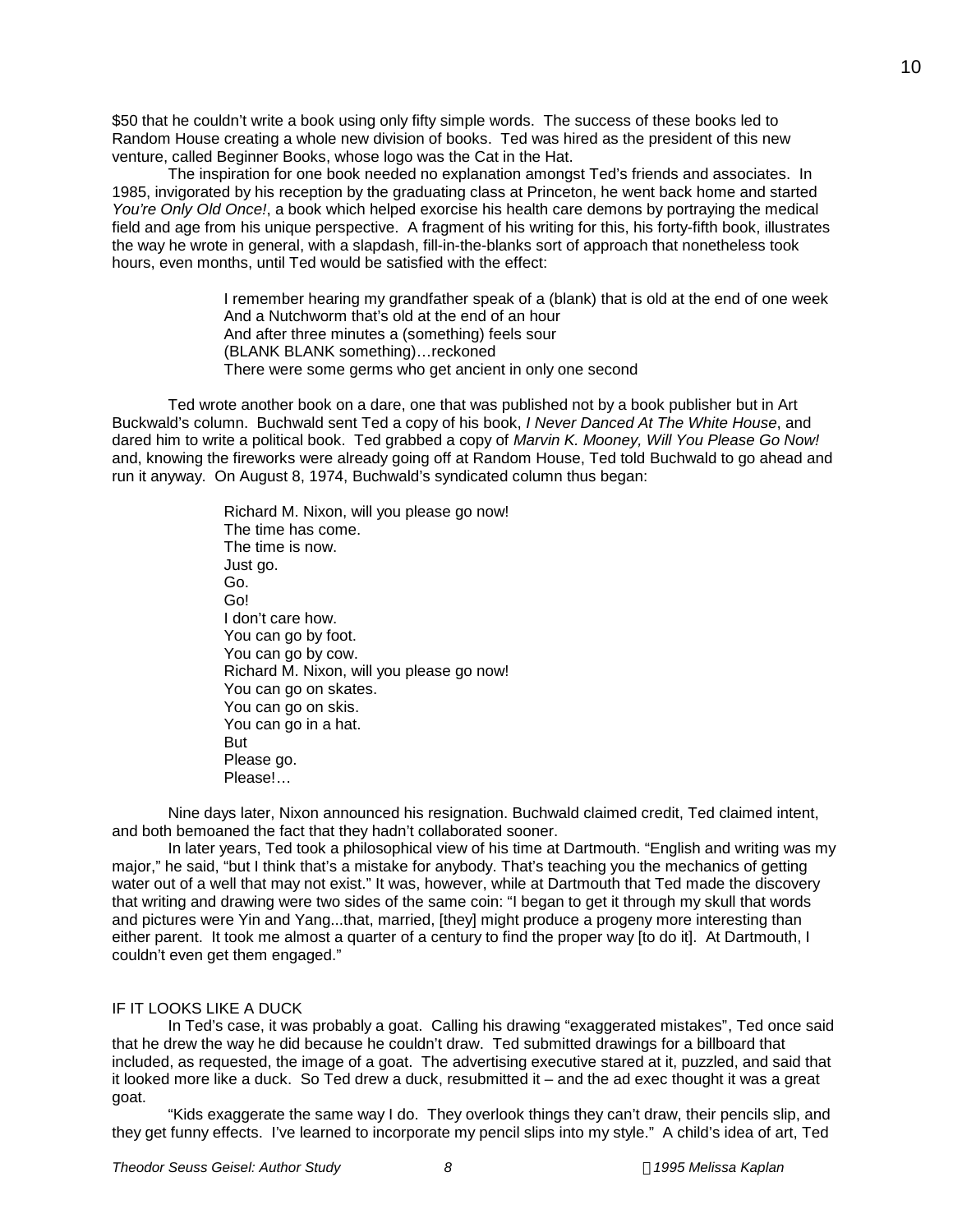$50 that he couldn't write a book using only fifty simple words. The success of these books led to Random House creating a whole new division of books. Ted was hired as the president of this new venture, called Beginner Books, whose logo was the Cat in the Hat.

The inspiration for one book needed no explanation amongst Ted's friends and associates. In 1985, invigorated by his reception by the graduating class at Princeton, he went back home and started *You're Only Old Once!*, a book which helped exorcise his health care demons by portraying the medical field and age from his unique perspective. A fragment of his writing for this, his forty-fifth book, illustrates the way he wrote in general, with a slapdash, fill-in-the-blanks sort of approach that nonetheless took hours, even months, until Ted would be satisfied with the effect:

> I remember hearing my grandfather speak of a (blank) that is old at the end of one week
> And a Nutchworm that's old at the end of an hour
> And after three minutes a (something) feels sour
> (BLANK BLANK something)…reckoned
> There were some germs who get ancient in only one second

Ted wrote another book on a dare, one that was published not by a book publisher but in Art Buckwald's column. Buchwald sent Ted a copy of his book, *I Never Danced At The White House*, and dared him to write a political book. Ted grabbed a copy of *Marvin K. Mooney, Will You Please Go Now!* and, knowing the fireworks were already going off at Random House, Ted told Buchwald to go ahead and run it anyway. On August 8, 1974, Buchwald's syndicated column thus began:

> Richard M. Nixon, will you please go now!
> The time has come.
> The time is now.
> Just go.
> Go.
> Go!
> I don't care how.
> You can go by foot.
> You can go by cow.
> Richard M. Nixon, will you please go now!
> You can go on skates.
> You can go on skis.
> You can go in a hat.
> But
> Please go.
> Please!…

Nine days later, Nixon announced his resignation. Buchwald claimed credit, Ted claimed intent, and both bemoaned the fact that they hadn't collaborated sooner.

In later years, Ted took a philosophical view of his time at Dartmouth. "English and writing was my major," he said, "but I think that's a mistake for anybody. That's teaching you the mechanics of getting water out of a well that may not exist." It was, however, while at Dartmouth that Ted made the discovery that writing and drawing were two sides of the same coin: "I began to get it through my skull that words and pictures were Yin and Yang...that, married, [they] might produce a progeny more interesting than either parent. It took me almost a quarter of a century to find the proper way [to do it]. At Dartmouth, I couldn't even get them engaged."

## IF IT LOOKS LIKE A DUCK

In Ted's case, it was probably a goat. Calling his drawing "exaggerated mistakes", Ted once said that he drew the way he did because he couldn't draw. Ted submitted drawings for a billboard that included, as requested, the image of a goat. The advertising executive stared at it, puzzled, and said that it looked more like a duck. So Ted drew a duck, resubmitted it – and the ad exec thought it was a great goat.

"Kids exaggerate the same way I do. They overlook things they can't draw, their pencils slip, and they get funny effects. I've learned to incorporate my pencil slips into my style." A child's idea of art, Ted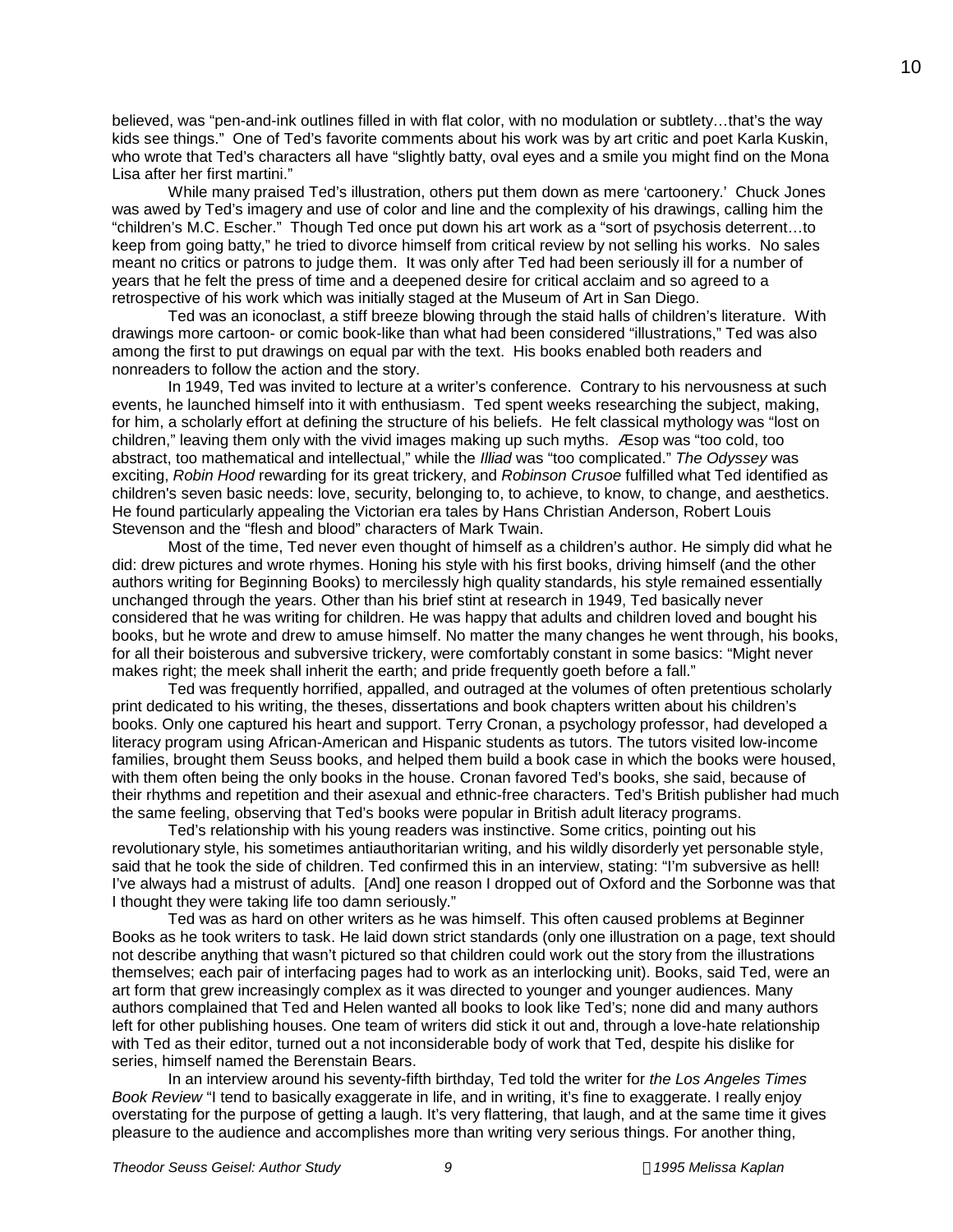believed, was "pen-and-ink outlines filled in with flat color, with no modulation or subtlety…that's the way kids see things." One of Ted's favorite comments about his work was by art critic and poet Karla Kuskin, who wrote that Ted's characters all have "slightly batty, oval eyes and a smile you might find on the Mona Lisa after her first martini."

While many praised Ted's illustration, others put them down as mere 'cartoonery.' Chuck Jones was awed by Ted's imagery and use of color and line and the complexity of his drawings, calling him the "children's M.C. Escher." Though Ted once put down his art work as a "sort of psychosis deterrent…to keep from going batty," he tried to divorce himself from critical review by not selling his works. No sales meant no critics or patrons to judge them. It was only after Ted had been seriously ill for a number of years that he felt the press of time and a deepened desire for critical acclaim and so agreed to a retrospective of his work which was initially staged at the Museum of Art in San Diego.

Ted was an iconoclast, a stiff breeze blowing through the staid halls of children's literature. With drawings more cartoon- or comic book-like than what had been considered "illustrations," Ted was also among the first to put drawings on equal par with the text. His books enabled both readers and nonreaders to follow the action and the story.

In 1949, Ted was invited to lecture at a writer's conference. Contrary to his nervousness at such events, he launched himself into it with enthusiasm. Ted spent weeks researching the subject, making, for him, a scholarly effort at defining the structure of his beliefs. He felt classical mythology was "lost on children," leaving them only with the vivid images making up such myths. Æsop was "too cold, too abstract, too mathematical and intellectual," while the *Illiad* was "too complicated." *The Odyssey* was exciting, *Robin Hood* rewarding for its great trickery, and *Robinson Crusoe* fulfilled what Ted identified as children's seven basic needs: love, security, belonging to, to achieve, to know, to change, and aesthetics. He found particularly appealing the Victorian era tales by Hans Christian Anderson, Robert Louis Stevenson and the "flesh and blood" characters of Mark Twain.

Most of the time, Ted never even thought of himself as a children's author. He simply did what he did: drew pictures and wrote rhymes. Honing his style with his first books, driving himself (and the other authors writing for Beginning Books) to mercilessly high quality standards, his style remained essentially unchanged through the years. Other than his brief stint at research in 1949, Ted basically never considered that he was writing for children. He was happy that adults and children loved and bought his books, but he wrote and drew to amuse himself. No matter the many changes he went through, his books, for all their boisterous and subversive trickery, were comfortably constant in some basics: "Might never makes right; the meek shall inherit the earth; and pride frequently goeth before a fall."

Ted was frequently horrified, appalled, and outraged at the volumes of often pretentious scholarly print dedicated to his writing, the theses, dissertations and book chapters written about his children's books. Only one captured his heart and support. Terry Cronan, a psychology professor, had developed a literacy program using African-American and Hispanic students as tutors. The tutors visited low-income families, brought them Seuss books, and helped them build a book case in which the books were housed, with them often being the only books in the house. Cronan favored Ted's books, she said, because of their rhythms and repetition and their asexual and ethnic-free characters. Ted's British publisher had much the same feeling, observing that Ted's books were popular in British adult literacy programs.

Ted's relationship with his young readers was instinctive. Some critics, pointing out his revolutionary style, his sometimes antiauthoritarian writing, and his wildly disorderly yet personable style, said that he took the side of children. Ted confirmed this in an interview, stating: "I'm subversive as hell! I've always had a mistrust of adults. [And] one reason I dropped out of Oxford and the Sorbonne was that I thought they were taking life too damn seriously."

Ted was as hard on other writers as he was himself. This often caused problems at Beginner Books as he took writers to task. He laid down strict standards (only one illustration on a page, text should not describe anything that wasn't pictured so that children could work out the story from the illustrations themselves; each pair of interfacing pages had to work as an interlocking unit). Books, said Ted, were an art form that grew increasingly complex as it was directed to younger and younger audiences. Many authors complained that Ted and Helen wanted all books to look like Ted's; none did and many authors left for other publishing houses. One team of writers did stick it out and, through a love-hate relationship with Ted as their editor, turned out a not inconsiderable body of work that Ted, despite his dislike for series, himself named the Berenstain Bears.

In an interview around his seventy-fifth birthday, Ted told the writer for *the Los Angeles Times Book Review* "I tend to basically exaggerate in life, and in writing, it's fine to exaggerate. I really enjoy overstating for the purpose of getting a laugh. It's very flattering, that laugh, and at the same time it gives pleasure to the audience and accomplishes more than writing very serious things. For another thing,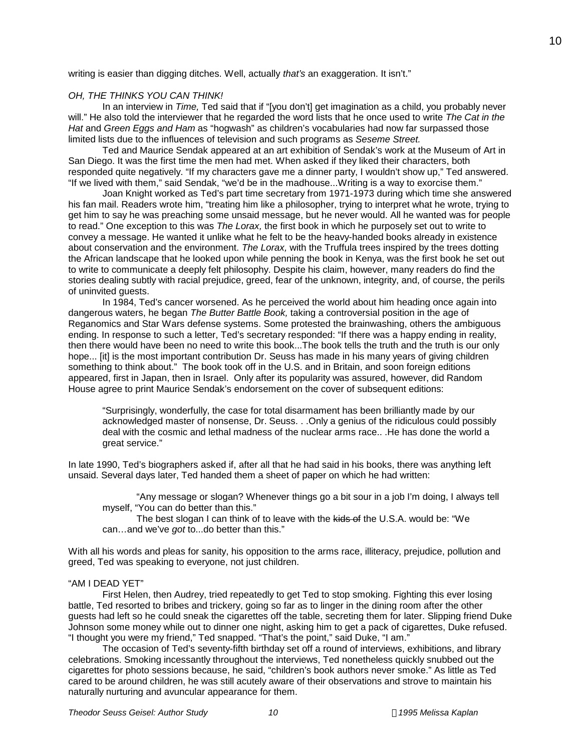writing is easier than digging ditches. Well, actually *that's* an exaggeration. It isn't."

*OH, THE THINKS YOU CAN THINK!*

In an interview in *Time,* Ted said that if "[you don't] get imagination as a child, you probably never will." He also told the interviewer that he regarded the word lists that he once used to write *The Cat in the Hat* and *Green Eggs and Ham* as "hogwash" as children's vocabularies had now far surpassed those limited lists due to the influences of television and such programs as *Seseme Street.*

Ted and Maurice Sendak appeared at an art exhibition of Sendak's work at the Museum of Art in San Diego. It was the first time the men had met. When asked if they liked their characters, both responded quite negatively. "If my characters gave me a dinner party, I wouldn't show up," Ted answered. "If we lived with them," said Sendak, "we'd be in the madhouse...Writing is a way to exorcise them."

Joan Knight worked as Ted's part time secretary from 1971-1973 during which time she answered his fan mail. Readers wrote him, "treating him like a philosopher, trying to interpret what he wrote, trying to get him to say he was preaching some unsaid message, but he never would. All he wanted was for people to read." One exception to this was *The Lorax,* the first book in which he purposely set out to write to convey a message. He wanted it unlike what he felt to be the heavy-handed books already in existence about conservation and the environment. *The Lorax,* with the Truffula trees inspired by the trees dotting the African landscape that he looked upon while penning the book in Kenya, was the first book he set out to write to communicate a deeply felt philosophy. Despite his claim, however, many readers do find the stories dealing subtly with racial prejudice, greed, fear of the unknown, integrity, and, of course, the perils of uninvited guests.

In 1984, Ted's cancer worsened. As he perceived the world about him heading once again into dangerous waters, he began *The Butter Battle Book,* taking a controversial position in the age of Reganomics and Star Wars defense systems. Some protested the brainwashing, others the ambiguous ending. In response to such a letter, Ted's secretary responded: "If there was a happy ending in reality, then there would have been no need to write this book...The book tells the truth and the truth is our only hope... [it] is the most important contribution Dr. Seuss has made in his many years of giving children something to think about." The book took off in the U.S. and in Britain, and soon foreign editions appeared, first in Japan, then in Israel. Only after its popularity was assured, however, did Random House agree to print Maurice Sendak's endorsement on the cover of subsequent editions:

> "Surprisingly, wonderfully, the case for total disarmament has been brilliantly made by our acknowledged master of nonsense, Dr. Seuss. . .Only a genius of the ridiculous could possibly deal with the cosmic and lethal madness of the nuclear arms race.. .He has done the world a great service."

In late 1990, Ted's biographers asked if, after all that he had said in his books, there was anything left unsaid. Several days later, Ted handed them a sheet of paper on which he had written:

> "Any message or slogan? Whenever things go a bit sour in a job I'm doing, I always tell myself, "You can do better than this."
>
> The best slogan I can think of to leave with the ~~kids of~~ the U.S.A. would be: "We can…and we've *got* to...do better than this."

With all his words and pleas for sanity, his opposition to the arms race, illiteracy, prejudice, pollution and greed, Ted was speaking to everyone, not just children.

"AM I DEAD YET"

First Helen, then Audrey, tried repeatedly to get Ted to stop smoking. Fighting this ever losing battle, Ted resorted to bribes and trickery, going so far as to linger in the dining room after the other guests had left so he could sneak the cigarettes off the table, secreting them for later. Slipping friend Duke Johnson some money while out to dinner one night, asking him to get a pack of cigarettes, Duke refused. "I thought you were my friend," Ted snapped. "That's the point," said Duke, "I am."

The occasion of Ted's seventy-fifth birthday set off a round of interviews, exhibitions, and library celebrations. Smoking incessantly throughout the interviews, Ted nonetheless quickly snubbed out the cigarettes for photo sessions because, he said, "children's book authors never smoke." As little as Ted cared to be around children, he was still acutely aware of their observations and strove to maintain his naturally nurturing and avuncular appearance for them.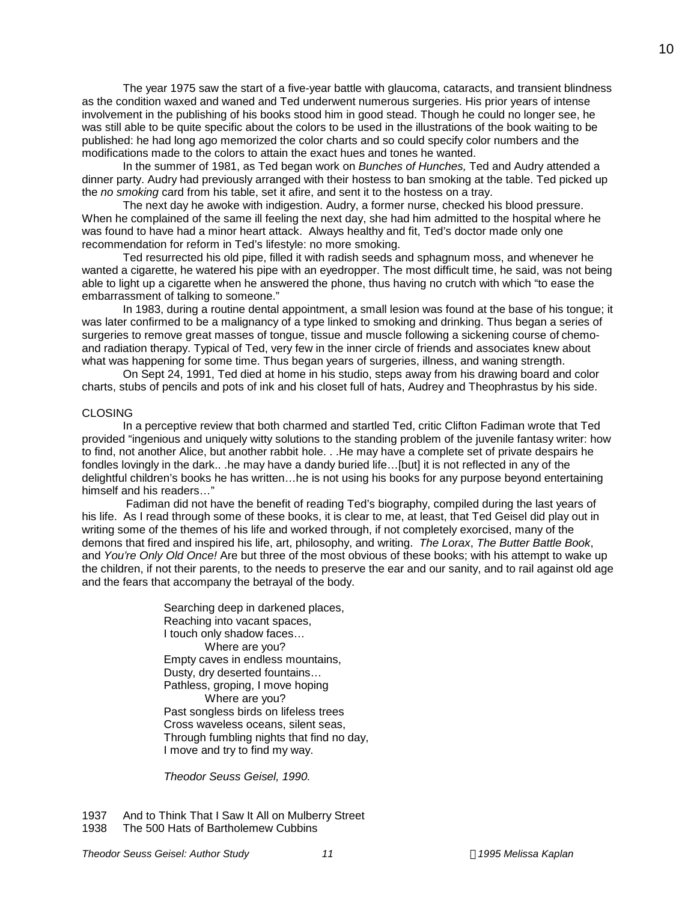The year 1975 saw the start of a five-year battle with glaucoma, cataracts, and transient blindness as the condition waxed and waned and Ted underwent numerous surgeries. His prior years of intense involvement in the publishing of his books stood him in good stead. Though he could no longer see, he was still able to be quite specific about the colors to be used in the illustrations of the book waiting to be published: he had long ago memorized the color charts and so could specify color numbers and the modifications made to the colors to attain the exact hues and tones he wanted.

In the summer of 1981, as Ted began work on *Bunches of Hunches,* Ted and Audry attended a dinner party. Audry had previously arranged with their hostess to ban smoking at the table. Ted picked up the *no smoking* card from his table, set it afire, and sent it to the hostess on a tray.

The next day he awoke with indigestion. Audry, a former nurse, checked his blood pressure. When he complained of the same ill feeling the next day, she had him admitted to the hospital where he was found to have had a minor heart attack. Always healthy and fit, Ted's doctor made only one recommendation for reform in Ted's lifestyle: no more smoking.

Ted resurrected his old pipe, filled it with radish seeds and sphagnum moss, and whenever he wanted a cigarette, he watered his pipe with an eyedropper. The most difficult time, he said, was not being able to light up a cigarette when he answered the phone, thus having no crutch with which "to ease the embarrassment of talking to someone."

In 1983, during a routine dental appointment, a small lesion was found at the base of his tongue; it was later confirmed to be a malignancy of a type linked to smoking and drinking. Thus began a series of surgeries to remove great masses of tongue, tissue and muscle following a sickening course of chemo- and radiation therapy. Typical of Ted, very few in the inner circle of friends and associates knew about what was happening for some time. Thus began years of surgeries, illness, and waning strength.

On Sept 24, 1991, Ted died at home in his studio, steps away from his drawing board and color charts, stubs of pencils and pots of ink and his closet full of hats, Audrey and Theophrastus by his side.

## CLOSING

In a perceptive review that both charmed and startled Ted, critic Clifton Fadiman wrote that Ted provided "ingenious and uniquely witty solutions to the standing problem of the juvenile fantasy writer: how to find, not another Alice, but another rabbit hole. . .He may have a complete set of private despairs he fondles lovingly in the dark.. .he may have a dandy buried life…[but] it is not reflected in any of the delightful children's books he has written…he is not using his books for any purpose beyond entertaining himself and his readers…"

Fadiman did not have the benefit of reading Ted's biography, compiled during the last years of his life. As I read through some of these books, it is clear to me, at least, that Ted Geisel did play out in writing some of the themes of his life and worked through, if not completely exorcised, many of the demons that fired and inspired his life, art, philosophy, and writing. *The Lorax*, *The Butter Battle Book*, and *You're Only Old Once!* Are but three of the most obvious of these books; with his attempt to wake up the children, if not their parents, to the needs to preserve the ear and our sanity, and to rail against old age and the fears that accompany the betrayal of the body.

> Searching deep in darkened places,
> Reaching into vacant spaces,
> I touch only shadow faces…
> Where are you?
> Empty caves in endless mountains,
> Dusty, dry deserted fountains…
> Pathless, groping, I move hoping
> Where are you?
> Past songless birds on lifeless trees
> Cross waveless oceans, silent seas,
> Through fumbling nights that find no day,
> I move and try to find my way.
>
> *Theodor Seuss Geisel, 1990.*

1937 And to Think That I Saw It All on Mulberry Street
1938 The 500 Hats of Bartholemew Cubbins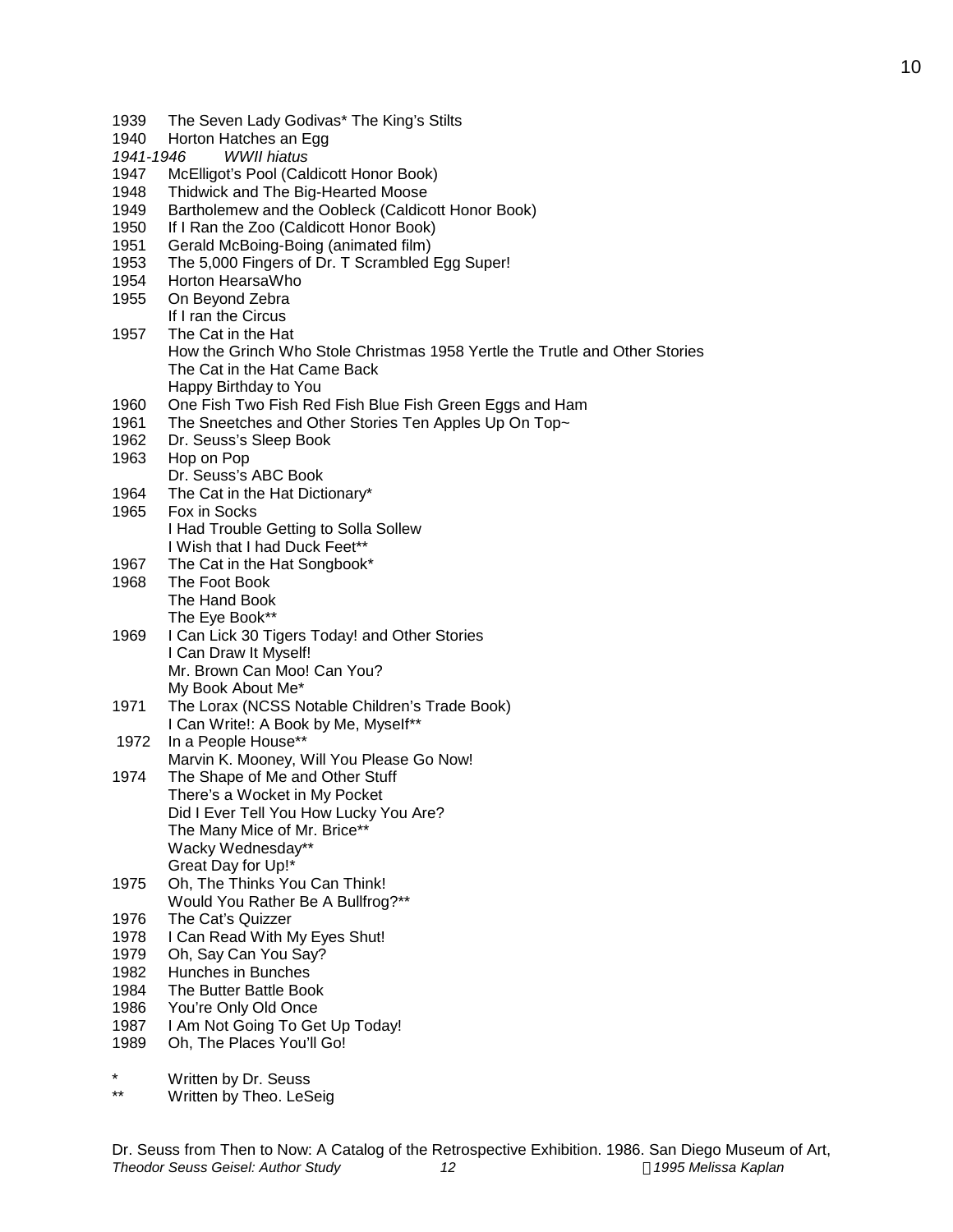1939 The Seven Lady Godivas* The King's Stilts
1940 Horton Hatches an Egg
*1941-1946 WWII hiatus*
1947 McElligot's Pool (Caldicott Honor Book)
1948 Thidwick and The Big-Hearted Moose
1949 Bartholemew and the Oobleck (Caldicott Honor Book)
1950 If I Ran the Zoo (Caldicott Honor Book)
1951 Gerald McBoing-Boing (animated film)
1953 The 5,000 Fingers of Dr. T Scrambled Egg Super!
1954 Horton HearsaWho
1955 On Beyond Zebra
If I ran the Circus
1957 The Cat in the Hat
How the Grinch Who Stole Christmas 1958 Yertle the Trutle and Other Stories
The Cat in the Hat Came Back
Happy Birthday to You
1960 One Fish Two Fish Red Fish Blue Fish Green Eggs and Ham
1961 The Sneetches and Other Stories Ten Apples Up On Top~
1962 Dr. Seuss's Sleep Book
1963 Hop on Pop
Dr. Seuss's ABC Book
1964 The Cat in the Hat Dictionary*
1965 Fox in Socks
I Had Trouble Getting to Solla Sollew
I Wish that I had Duck Feet**
1967 The Cat in the Hat Songbook*
1968 The Foot Book
The Hand Book
The Eye Book**
1969 I Can Lick 30 Tigers Today! and Other Stories
I Can Draw It Myself!
Mr. Brown Can Moo! Can You?
My Book About Me*
1971 The Lorax (NCSS Notable Children's Trade Book)
I Can Write!: A Book by Me, Myself**
1972 In a People House**
Marvin K. Mooney, Will You Please Go Now!
1974 The Shape of Me and Other Stuff
There's a Wocket in My Pocket
Did I Ever Tell You How Lucky You Are?
The Many Mice of Mr. Brice**
Wacky Wednesday**
Great Day for Up!*
1975 Oh, The Thinks You Can Think!
Would You Rather Be A Bullfrog?**
1976 The Cat's Quizzer
1978 I Can Read With My Eyes Shut!
1979 Oh, Say Can You Say?
1982 Hunches in Bunches
1984 The Butter Battle Book
1986 You're Only Old Once
1987 I Am Not Going To Get Up Today!
1989 Oh, The Places You'll Go!

\* Written by Dr. Seuss
\*\* Written by Theo. LeSeig

Dr. Seuss from Then to Now: A Catalog of the Retrospective Exhibition. 1986. San Diego Museum of Art,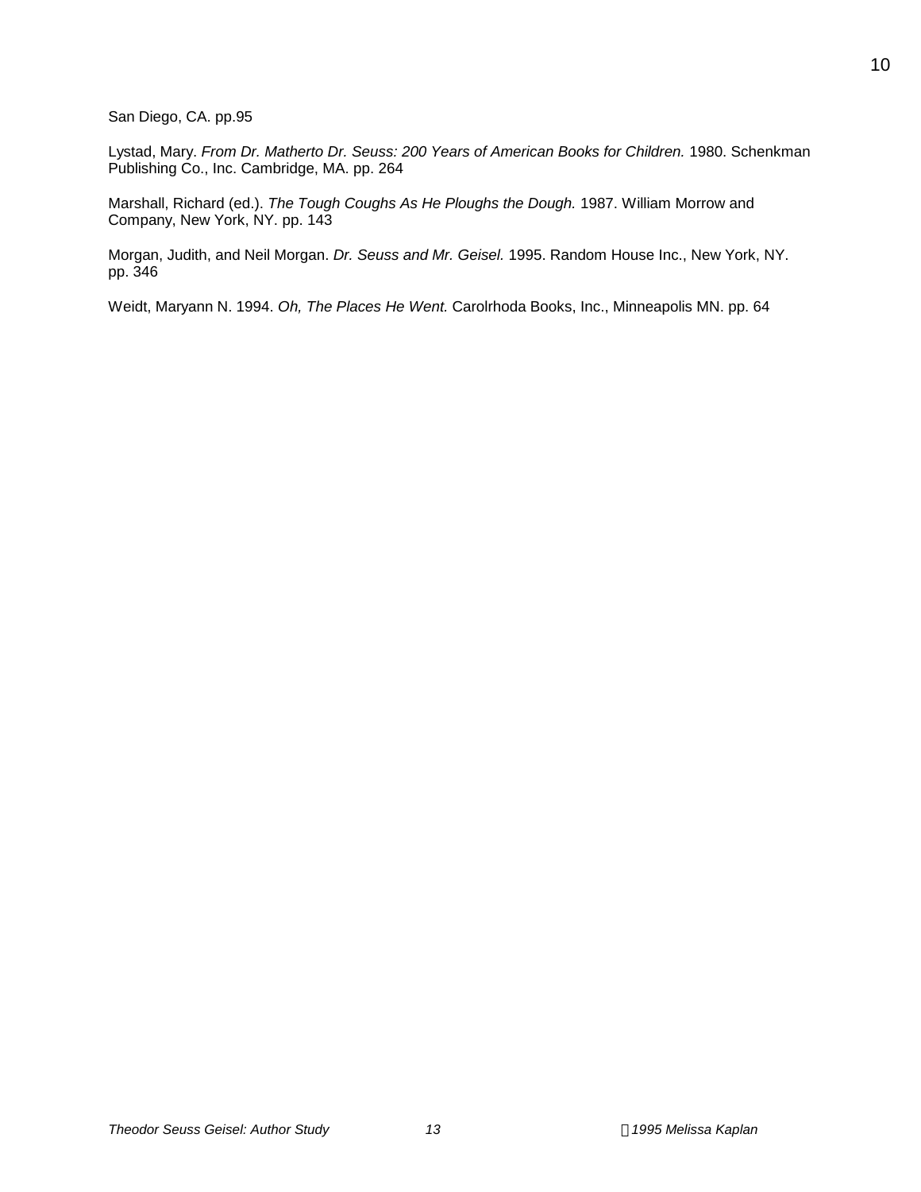San Diego, CA. pp.95

Lystad, Mary. *From Dr. Matherto Dr. Seuss: 200 Years of American Books for Children.* 1980. Schenkman Publishing Co., Inc. Cambridge, MA. pp. 264

Marshall, Richard (ed.). *The Tough Coughs As He Ploughs the Dough.* 1987. William Morrow and Company, New York, NY. pp. 143

Morgan, Judith, and Neil Morgan. *Dr. Seuss and Mr. Geisel.* 1995. Random House Inc., New York, NY. pp. 346

Weidt, Maryann N. 1994. *Oh, The Places He Went.* Carolrhoda Books, Inc., Minneapolis MN. pp. 64